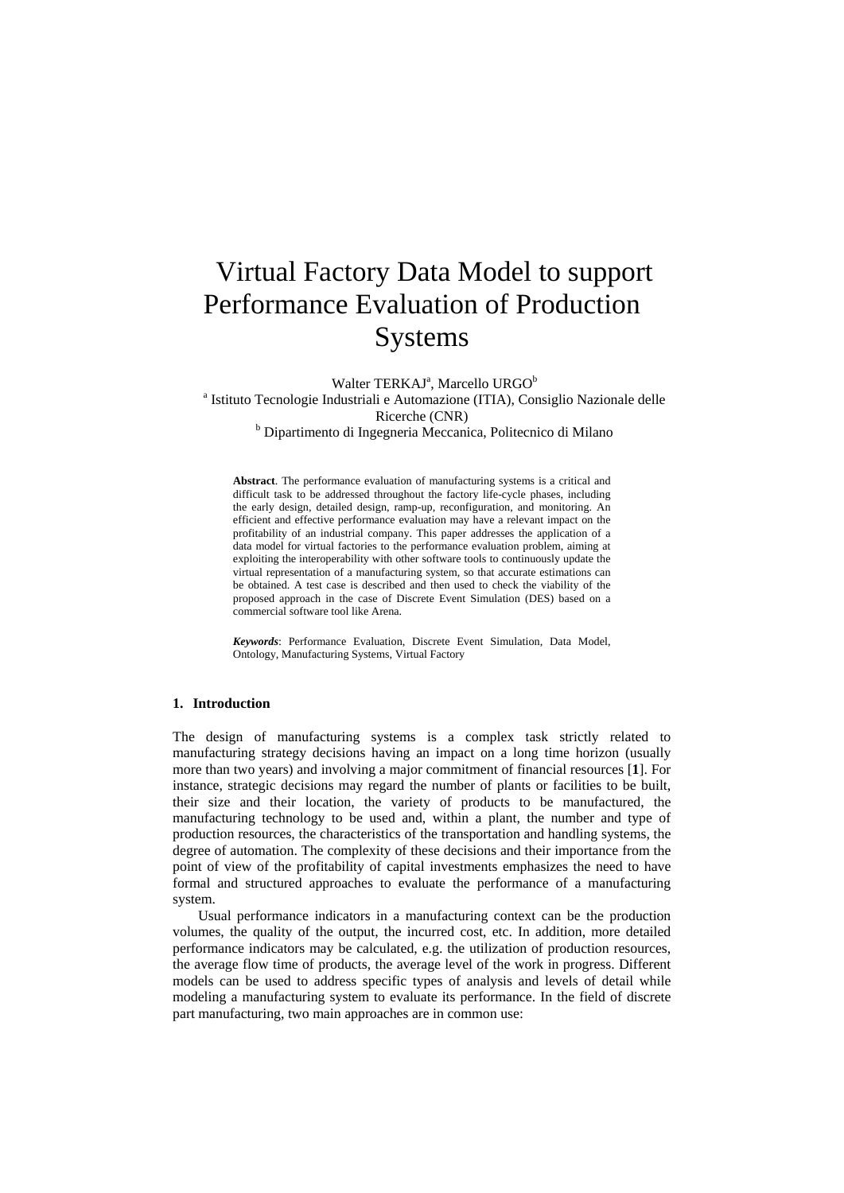# Virtual Factory Data Model to support Performance Evaluation of Production Systems

Walter TERKAJ[a], Marcello URGO[b]

[a] Istituto Tecnologie Industriali e Automazione (ITIA), Consiglio Nazionale delle Ricerche (CNR)

[b] Dipartimento di Ingegneria Meccanica, Politecnico di Milano

**Abstract**. The performance evaluation of manufacturing systems is a critical and difficult task to be addressed throughout the factory life-cycle phases, including the early design, detailed design, ramp-up, reconfiguration, and monitoring. An efficient and effective performance evaluation may have a relevant impact on the profitability of an industrial company. This paper addresses the application of a data model for virtual factories to the performance evaluation problem, aiming at exploiting the interoperability with other software tools to continuously update the virtual representation of a manufacturing system, so that accurate estimations can be obtained. A test case is described and then used to check the viability of the proposed approach in the case of Discrete Event Simulation (DES) based on a commercial software tool like Arena.

***Keywords***: Performance Evaluation, Discrete Event Simulation, Data Model, Ontology, Manufacturing Systems, Virtual Factory

## 1. Introduction

The design of manufacturing systems is a complex task strictly related to manufacturing strategy decisions having an impact on a long time horizon (usually more than two years) and involving a major commitment of financial resources [**1**]. For instance, strategic decisions may regard the number of plants or facilities to be built, their size and their location, the variety of products to be manufactured, the manufacturing technology to be used and, within a plant, the number and type of production resources, the characteristics of the transportation and handling systems, the degree of automation. The complexity of these decisions and their importance from the point of view of the profitability of capital investments emphasizes the need to have formal and structured approaches to evaluate the performance of a manufacturing system.

Usual performance indicators in a manufacturing context can be the production volumes, the quality of the output, the incurred cost, etc. In addition, more detailed performance indicators may be calculated, e.g. the utilization of production resources, the average flow time of products, the average level of the work in progress. Different models can be used to address specific types of analysis and levels of detail while modeling a manufacturing system to evaluate its performance. In the field of discrete part manufacturing, two main approaches are in common use: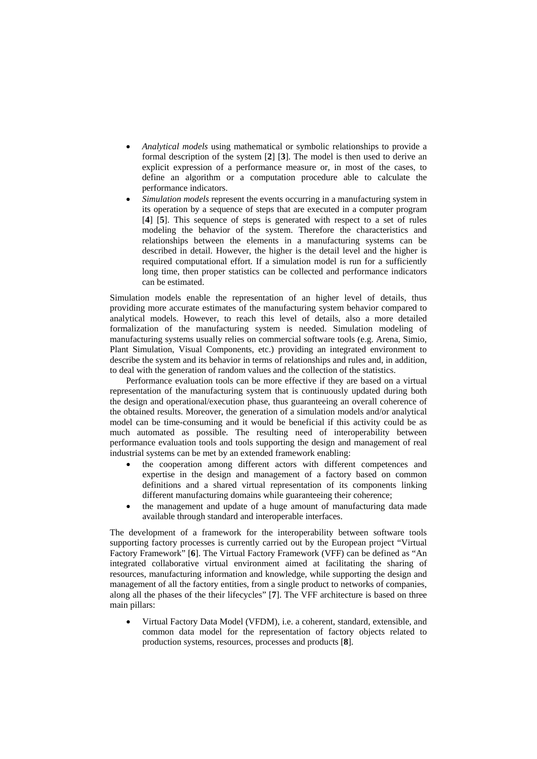- *Analytical models* using mathematical or symbolic relationships to provide a formal description of the system [**2**] [**3**]. The model is then used to derive an explicit expression of a performance measure or, in most of the cases, to define an algorithm or a computation procedure able to calculate the performance indicators.
- *Simulation models* represent the events occurring in a manufacturing system in its operation by a sequence of steps that are executed in a computer program [**4**] [**5**]. This sequence of steps is generated with respect to a set of rules modeling the behavior of the system. Therefore the characteristics and relationships between the elements in a manufacturing systems can be described in detail. However, the higher is the detail level and the higher is required computational effort. If a simulation model is run for a sufficiently long time, then proper statistics can be collected and performance indicators can be estimated.

Simulation models enable the representation of an higher level of details, thus providing more accurate estimates of the manufacturing system behavior compared to analytical models. However, to reach this level of details, also a more detailed formalization of the manufacturing system is needed. Simulation modeling of manufacturing systems usually relies on commercial software tools (e.g. Arena, Simio, Plant Simulation, Visual Components, etc.) providing an integrated environment to describe the system and its behavior in terms of relationships and rules and, in addition, to deal with the generation of random values and the collection of the statistics.

Performance evaluation tools can be more effective if they are based on a virtual representation of the manufacturing system that is continuously updated during both the design and operational/execution phase, thus guaranteeing an overall coherence of the obtained results. Moreover, the generation of a simulation models and/or analytical model can be time-consuming and it would be beneficial if this activity could be as much automated as possible. The resulting need of interoperability between performance evaluation tools and tools supporting the design and management of real industrial systems can be met by an extended framework enabling:

- the cooperation among different actors with different competences and expertise in the design and management of a factory based on common definitions and a shared virtual representation of its components linking different manufacturing domains while guaranteeing their coherence;
- the management and update of a huge amount of manufacturing data made available through standard and interoperable interfaces.

The development of a framework for the interoperability between software tools supporting factory processes is currently carried out by the European project "Virtual Factory Framework" [**6**]. The Virtual Factory Framework (VFF) can be defined as "An integrated collaborative virtual environment aimed at facilitating the sharing of resources, manufacturing information and knowledge, while supporting the design and management of all the factory entities, from a single product to networks of companies, along all the phases of the their lifecycles" [**7**]. The VFF architecture is based on three main pillars:

- Virtual Factory Data Model (VFDM), i.e. a coherent, standard, extensible, and common data model for the representation of factory objects related to production systems, resources, processes and products [**8**].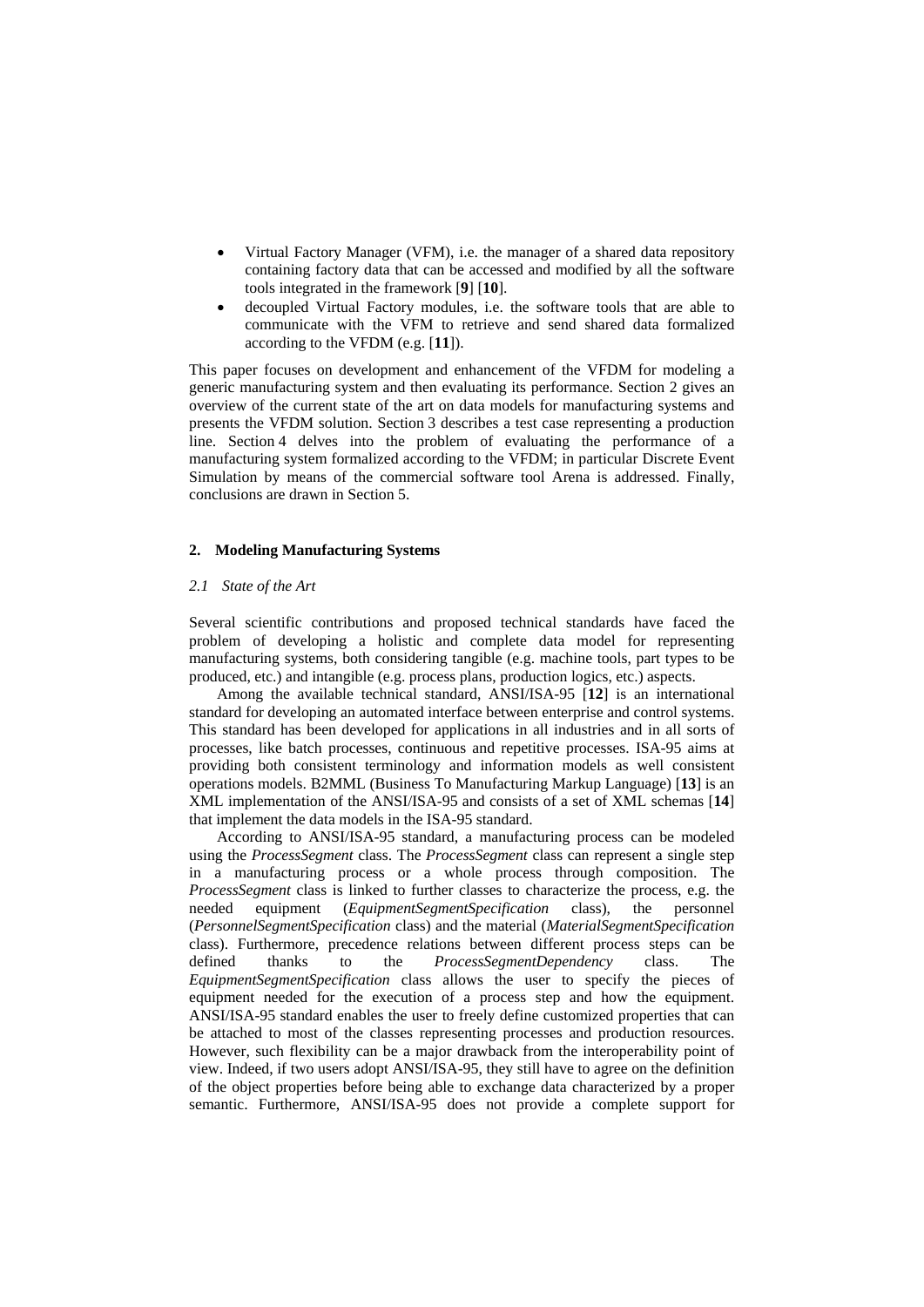- Virtual Factory Manager (VFM), i.e. the manager of a shared data repository containing factory data that can be accessed and modified by all the software tools integrated in the framework [**9**] [**10**].
- decoupled Virtual Factory modules, i.e. the software tools that are able to communicate with the VFM to retrieve and send shared data formalized according to the VFDM (e.g. [**11**]).

This paper focuses on development and enhancement of the VFDM for modeling a generic manufacturing system and then evaluating its performance. Section 2 gives an overview of the current state of the art on data models for manufacturing systems and presents the VFDM solution. Section 3 describes a test case representing a production line. Section 4 delves into the problem of evaluating the performance of a manufacturing system formalized according to the VFDM; in particular Discrete Event Simulation by means of the commercial software tool Arena is addressed. Finally, conclusions are drawn in Section 5.

## 2. Modeling Manufacturing Systems

### *2.1 State of the Art*

Several scientific contributions and proposed technical standards have faced the problem of developing a holistic and complete data model for representing manufacturing systems, both considering tangible (e.g. machine tools, part types to be produced, etc.) and intangible (e.g. process plans, production logics, etc.) aspects.

Among the available technical standard, ANSI/ISA-95 [**12**] is an international standard for developing an automated interface between enterprise and control systems. This standard has been developed for applications in all industries and in all sorts of processes, like batch processes, continuous and repetitive processes. ISA-95 aims at providing both consistent terminology and information models as well consistent operations models. B2MML (Business To Manufacturing Markup Language) [**13**] is an XML implementation of the ANSI/ISA-95 and consists of a set of XML schemas [**14**] that implement the data models in the ISA-95 standard.

According to ANSI/ISA-95 standard, a manufacturing process can be modeled using the *ProcessSegment* class. The *ProcessSegment* class can represent a single step in a manufacturing process or a whole process through composition. The *ProcessSegment* class is linked to further classes to characterize the process, e.g. the needed equipment (*EquipmentSegmentSpecification* class), the personnel (*PersonnelSegmentSpecification* class) and the material (*MaterialSegmentSpecification* class). Furthermore, precedence relations between different process steps can be defined thanks to the *ProcessSegmentDependency* class. The *EquipmentSegmentSpecification* class allows the user to specify the pieces of equipment needed for the execution of a process step and how the equipment. ANSI/ISA-95 standard enables the user to freely define customized properties that can be attached to most of the classes representing processes and production resources. However, such flexibility can be a major drawback from the interoperability point of view. Indeed, if two users adopt ANSI/ISA-95, they still have to agree on the definition of the object properties before being able to exchange data characterized by a proper semantic. Furthermore, ANSI/ISA-95 does not provide a complete support for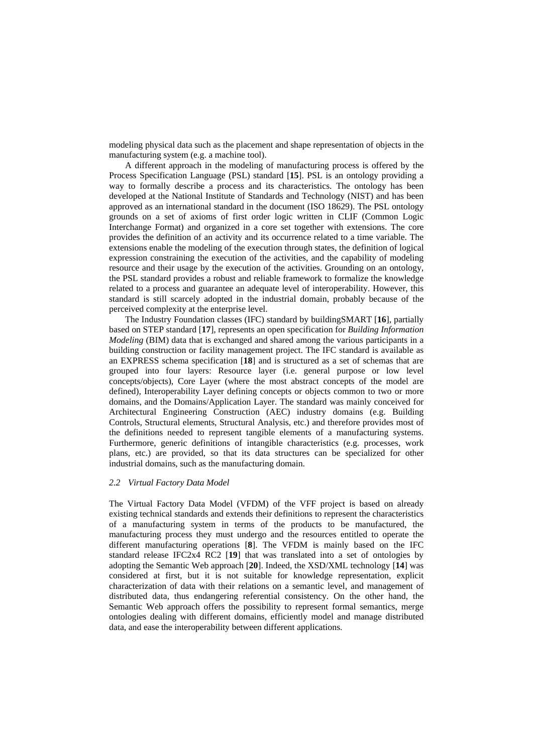modeling physical data such as the placement and shape representation of objects in the manufacturing system (e.g. a machine tool).

A different approach in the modeling of manufacturing process is offered by the Process Specification Language (PSL) standard [**15**]. PSL is an ontology providing a way to formally describe a process and its characteristics. The ontology has been developed at the National Institute of Standards and Technology (NIST) and has been approved as an international standard in the document (ISO 18629). The PSL ontology grounds on a set of axioms of first order logic written in CLIF (Common Logic Interchange Format) and organized in a core set together with extensions. The core provides the definition of an activity and its occurrence related to a time variable. The extensions enable the modeling of the execution through states, the definition of logical expression constraining the execution of the activities, and the capability of modeling resource and their usage by the execution of the activities. Grounding on an ontology, the PSL standard provides a robust and reliable framework to formalize the knowledge related to a process and guarantee an adequate level of interoperability. However, this standard is still scarcely adopted in the industrial domain, probably because of the perceived complexity at the enterprise level.

The Industry Foundation classes (IFC) standard by buildingSMART [**16**], partially based on STEP standard [**17**], represents an open specification for *Building Information Modeling* (BIM) data that is exchanged and shared among the various participants in a building construction or facility management project. The IFC standard is available as an EXPRESS schema specification [**18**] and is structured as a set of schemas that are grouped into four layers: Resource layer (i.e. general purpose or low level concepts/objects), Core Layer (where the most abstract concepts of the model are defined), Interoperability Layer defining concepts or objects common to two or more domains, and the Domains/Application Layer. The standard was mainly conceived for Architectural Engineering Construction (AEC) industry domains (e.g. Building Controls, Structural elements, Structural Analysis, etc.) and therefore provides most of the definitions needed to represent tangible elements of a manufacturing systems. Furthermore, generic definitions of intangible characteristics (e.g. processes, work plans, etc.) are provided, so that its data structures can be specialized for other industrial domains, such as the manufacturing domain.

### *2.2 Virtual Factory Data Model*

The Virtual Factory Data Model (VFDM) of the VFF project is based on already existing technical standards and extends their definitions to represent the characteristics of a manufacturing system in terms of the products to be manufactured, the manufacturing process they must undergo and the resources entitled to operate the different manufacturing operations [**8**]. The VFDM is mainly based on the IFC standard release IFC2x4 RC2 [**19**] that was translated into a set of ontologies by adopting the Semantic Web approach [**20**]. Indeed, the XSD/XML technology [**14**] was considered at first, but it is not suitable for knowledge representation, explicit characterization of data with their relations on a semantic level, and management of distributed data, thus endangering referential consistency. On the other hand, the Semantic Web approach offers the possibility to represent formal semantics, merge ontologies dealing with different domains, efficiently model and manage distributed data, and ease the interoperability between different applications.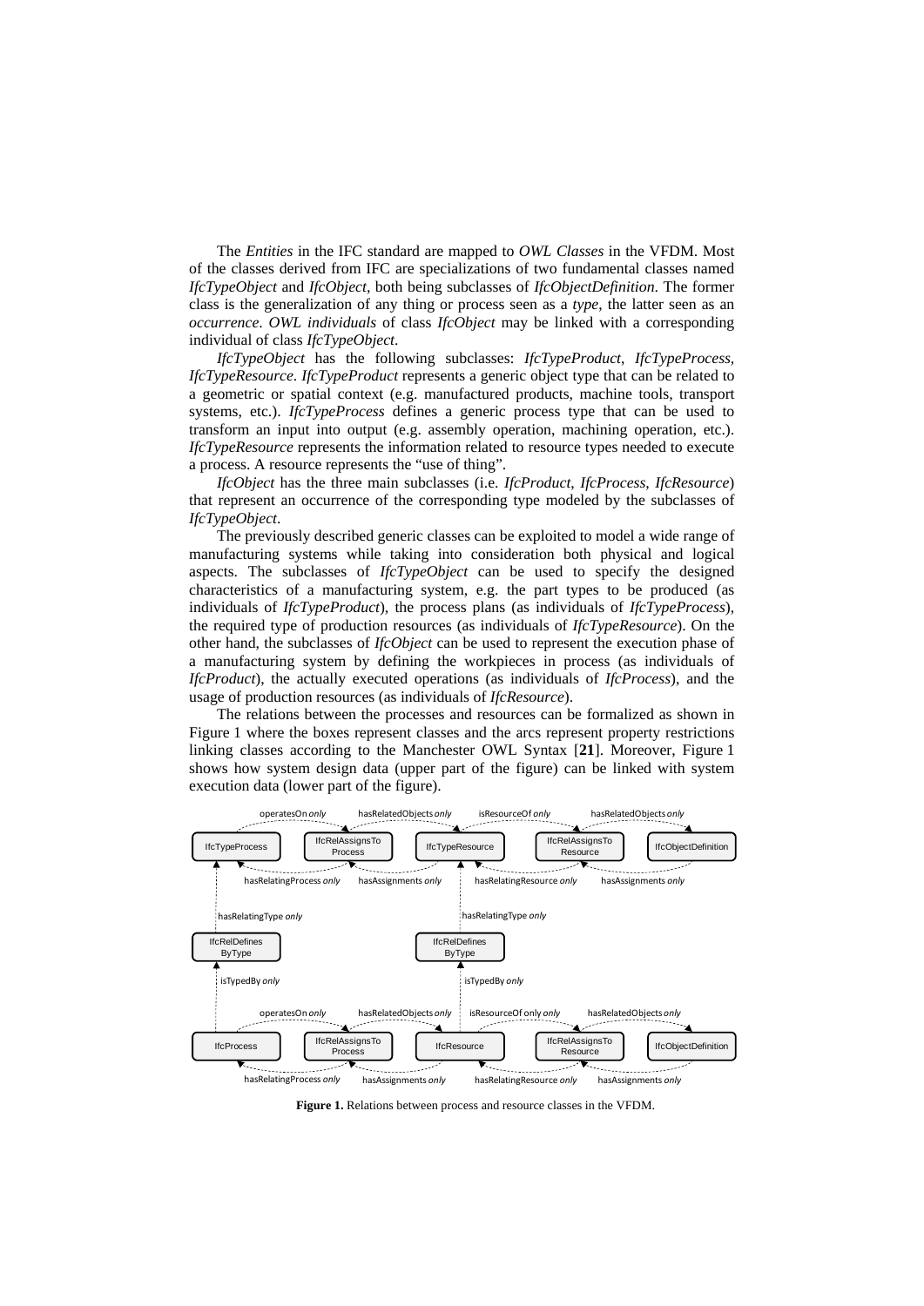The *Entities* in the IFC standard are mapped to *OWL Classes* in the VFDM. Most of the classes derived from IFC are specializations of two fundamental classes named *IfcTypeObject* and *IfcObject*, both being subclasses of *IfcObjectDefinition*. The former class is the generalization of any thing or process seen as a *type*, the latter seen as an *occurrence*. *OWL individuals* of class *IfcObject* may be linked with a corresponding individual of class *IfcTypeObject*.

*IfcTypeObject* has the following subclasses: *IfcTypeProduct*, *IfcTypeProcess*, *IfcTypeResource*. *IfcTypeProduct* represents a generic object type that can be related to a geometric or spatial context (e.g. manufactured products, machine tools, transport systems, etc.). *IfcTypeProcess* defines a generic process type that can be used to transform an input into output (e.g. assembly operation, machining operation, etc.). *IfcTypeResource* represents the information related to resource types needed to execute a process. A resource represents the "use of thing".

*IfcObject* has the three main subclasses (i.e. *IfcProduct*, *IfcProcess*, *IfcResource*) that represent an occurrence of the corresponding type modeled by the subclasses of *IfcTypeObject*.

The previously described generic classes can be exploited to model a wide range of manufacturing systems while taking into consideration both physical and logical aspects. The subclasses of *IfcTypeObject* can be used to specify the designed characteristics of a manufacturing system, e.g. the part types to be produced (as individuals of *IfcTypeProduct*), the process plans (as individuals of *IfcTypeProcess*), the required type of production resources (as individuals of *IfcTypeResource*). On the other hand, the subclasses of *IfcObject* can be used to represent the execution phase of a manufacturing system by defining the workpieces in process (as individuals of *IfcProduct*), the actually executed operations (as individuals of *IfcProcess*), and the usage of production resources (as individuals of *IfcResource*).

The relations between the processes and resources can be formalized as shown in Figure 1 where the boxes represent classes and the arcs represent property restrictions linking classes according to the Manchester OWL Syntax [**21**]. Moreover, Figure 1 shows how system design data (upper part of the figure) can be linked with system execution data (lower part of the figure).

operatesOn *only*
hasRelatedObjects *only*
isResourceOf *only*
hasRelatedObjects *only*
IfcTypeProcess
IfcRelAssignsTo Process
IfcTypeResource
IfcRelAssignsTo Resource
IfcObjectDefinition
hasRelatingProcess *only*
hasAssignments *only*
hasRelatingResource *only*
hasAssignments *only*
hasRelatingType *only*
hasRelatingType *only*
IfcRelDefines ByType
IfcRelDefines ByType
isTypedBy *only*
isTypedBy *only*
operatesOn *only*
hasRelatedObjects *only*
isResourceOf only *only*
hasRelatedObjects *only*
IfcProcess
IfcRelAssignsTo Process
IfcResource
IfcRelAssignsTo Resource
IfcObjectDefinition
hasRelatingProcess *only*
hasAssignments *only*
hasRelatingResource *only*
hasAssignments *only*

**Figure 1.** Relations between process and resource classes in the VFDM.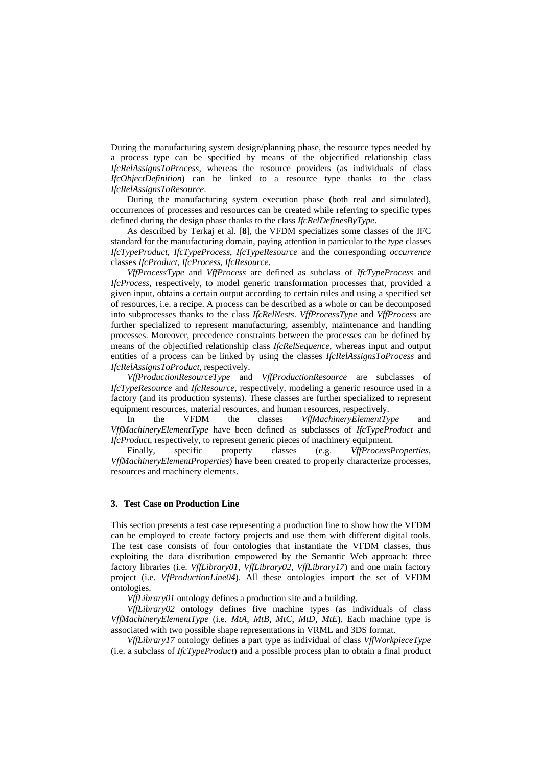During the manufacturing system design/planning phase, the resource types needed by a process type can be specified by means of the objectified relationship class *IfcRelAssignsToProcess*, whereas the resource providers (as individuals of class *IfcObjectDefinition*) can be linked to a resource type thanks to the class *IfcRelAssignsToResource*.

During the manufacturing system execution phase (both real and simulated), occurrences of processes and resources can be created while referring to specific types defined during the design phase thanks to the class *IfcRelDefinesByType*.

As described by Terkaj et al. [**8**], the VFDM specializes some classes of the IFC standard for the manufacturing domain, paying attention in particular to the *type* classes *IfcTypeProduct*, *IfcTypeProcess*, *IfcTypeResource* and the corresponding *occurrence* classes *IfcProduct*, *IfcProcess*, *IfcResource*.

*VffProcessType* and *VffProcess* are defined as subclass of *IfcTypeProcess* and *IfcProcess*, respectively, to model generic transformation processes that, provided a given input, obtains a certain output according to certain rules and using a specified set of resources, i.e. a recipe. A process can be described as a whole or can be decomposed into subprocesses thanks to the class *IfcRelNests*. *VffProcessType* and *VffProcess* are further specialized to represent manufacturing, assembly, maintenance and handling processes. Moreover, precedence constraints between the processes can be defined by means of the objectified relationship class *IfcRelSequence*, whereas input and output entities of a process can be linked by using the classes *IfcRelAssignsToProcess* and *IfcRelAssignsToProduct*, respectively.

*VffProductionResourceType* and *VffProductionResource* are subclasses of *IfcTypeResource* and *IfcResource*, respectively, modeling a generic resource used in a factory (and its production systems). These classes are further specialized to represent equipment resources, material resources, and human resources, respectively.

In the VFDM the classes *VffMachineryElementType* and *VffMachineryElementType* have been defined as subclasses of *IfcTypeProduct* and *IfcProduct*, respectively, to represent generic pieces of machinery equipment.

Finally, specific property classes (e.g. *VffProcessProperties*, *VffMachineryElementProperties*) have been created to properly characterize processes, resources and machinery elements.

### 3. Test Case on Production Line

This section presents a test case representing a production line to show how the VFDM can be employed to create factory projects and use them with different digital tools. The test case consists of four ontologies that instantiate the VFDM classes, thus exploiting the data distribution empowered by the Semantic Web approach: three factory libraries (i.e. *VffLibrary01*, *VffLibrary02*, *VffLibrary17*) and one main factory project (i.e. *VfProductionLine04*). All these ontologies import the set of VFDM ontologies.

*VffLibrary01* ontology defines a production site and a building.

*VffLibrary02* ontology defines five machine types (as individuals of class *VffMachineryElementType* (i.e. *MtA*, *MtB*, *MtC*, *MtD*, *MtE*). Each machine type is associated with two possible shape representations in VRML and 3DS format.

*VffLibrary17* ontology defines a part type as individual of class *VffWorkpieceType* (i.e. a subclass of *IfcTypeProduct*) and a possible process plan to obtain a final product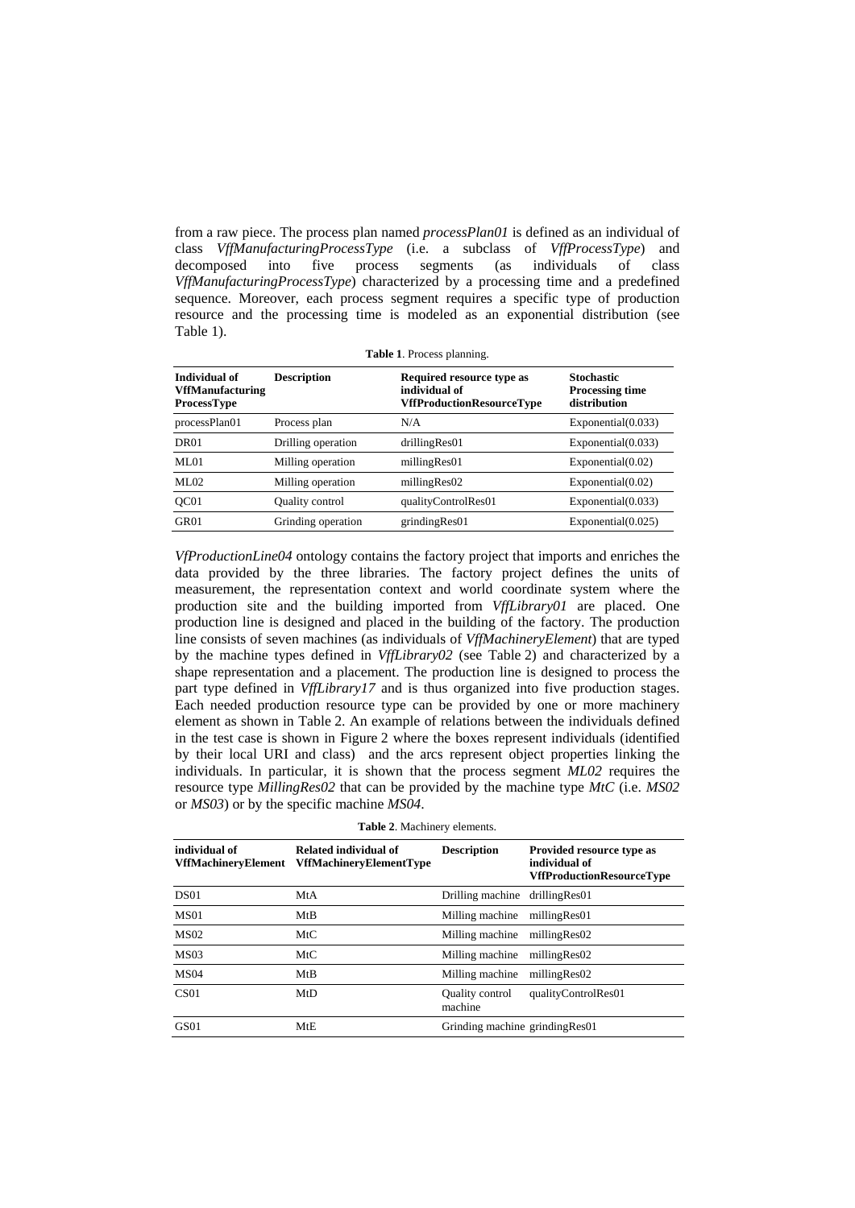from a raw piece. The process plan named *processPlan01* is defined as an individual of class *VffManufacturingProcessType* (i.e. a subclass of *VffProcessType*) and decomposed into five process segments (as individuals of class *VffManufacturingProcessType*) characterized by a processing time and a predefined sequence. Moreover, each process segment requires a specific type of production resource and the processing time is modeled as an exponential distribution (see Table 1).

**Table 1**. Process planning.

| Individual of VffManufacturing ProcessType | Description | Required resource type as individual of VffProductionResourceType | Stochastic Processing time distribution |
|---|---|---|---|
| processPlan01 | Process plan | N/A | Exponential(0.033) |
| DR01 | Drilling operation | drillingRes01 | Exponential(0.033) |
| ML01 | Milling operation | millingRes01 | Exponential(0.02) |
| ML02 | Milling operation | millingRes02 | Exponential(0.02) |
| QC01 | Quality control | qualityControlRes01 | Exponential(0.033) |
| GR01 | Grinding operation | grindingRes01 | Exponential(0.025) |

*VfProductionLine04* ontology contains the factory project that imports and enriches the data provided by the three libraries. The factory project defines the units of measurement, the representation context and world coordinate system where the production site and the building imported from *VffLibrary01* are placed. One production line is designed and placed in the building of the factory. The production line consists of seven machines (as individuals of *VffMachineryElement*) that are typed by the machine types defined in *VffLibrary02* (see Table 2) and characterized by a shape representation and a placement. The production line is designed to process the part type defined in *VffLibrary17* and is thus organized into five production stages. Each needed production resource type can be provided by one or more machinery element as shown in Table 2. An example of relations between the individuals defined in the test case is shown in Figure 2 where the boxes represent individuals (identified by their local URI and class) and the arcs represent object properties linking the individuals. In particular, it is shown that the process segment *ML02* requires the resource type *MillingRes02* that can be provided by the machine type *MtC* (i.e. *MS02* or *MS03*) or by the specific machine *MS04*.

**Table 2**. Machinery elements.

| individual of VffMachineryElement | Related individual of VffMachineryElementType | Description | Provided resource type as individual of VffProductionResourceType |
|---|---|---|---|
| DS01 | MtA | Drilling machine | drillingRes01 |
| MS01 | MtB | Milling machine | millingRes01 |
| MS02 | MtC | Milling machine | millingRes02 |
| MS03 | MtC | Milling machine | millingRes02 |
| MS04 | MtB | Milling machine | millingRes02 |
| CS01 | MtD | Quality control machine | qualityControlRes01 |
| GS01 | MtE | Grinding machine | grindingRes01 |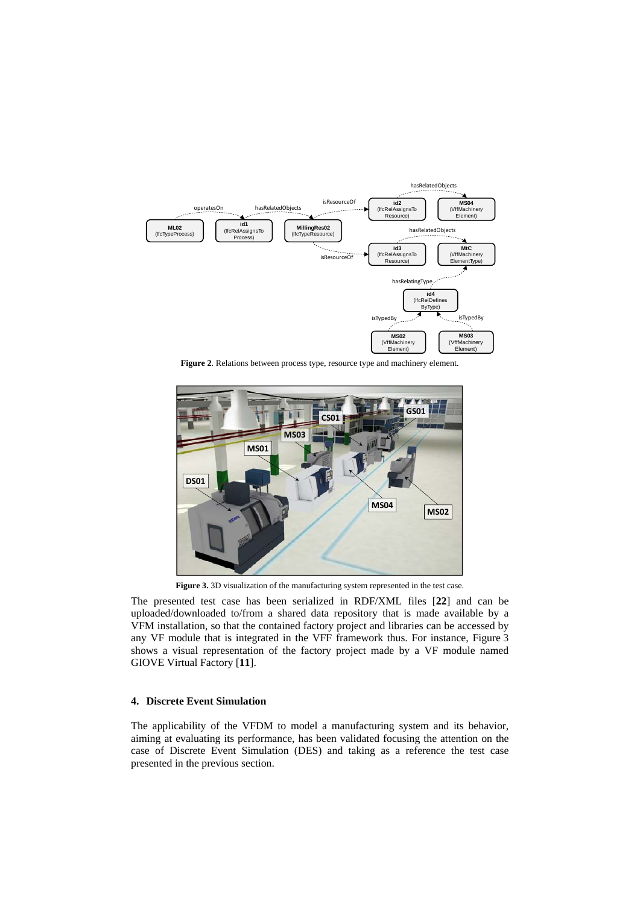hasRelatedObjects

isResourceOf

operatesOn

hasRelatedObjects

**id2** (IfcRelAssignsTo Resource)

**MS04** (VffMachinery Element)

**ML02** (IfcTypeProcess)

**id1** (IfcRelAssignsTo Process)

**MillingRes02** (IfcTypeResource)

hasRelatedObjects

isResourceOf

**id3** (IfcRelAssignsTo Resource)

**MtC** (VffMachinery ElementType)

hasRelatingType

**id4** (IfcRelDefines ByType)

isTypedBy

isTypedBy

**MS02** (VffMachinery Element)

**MS03** (VffMachinery Element)

**Figure 2**. Relations between process type, resource type and machinery element.

CS01

GS01

MS03

MS01

DS01

MS04

MS02

**Figure 3.** 3D visualization of the manufacturing system represented in the test case.

The presented test case has been serialized in RDF/XML files [**22**] and can be uploaded/downloaded to/from a shared data repository that is made available by a VFM installation, so that the contained factory project and libraries can be accessed by any VF module that is integrated in the VFF framework thus. For instance, Figure 3 shows a visual representation of the factory project made by a VF module named GIOVE Virtual Factory [**11**].

## 4. Discrete Event Simulation

The applicability of the VFDM to model a manufacturing system and its behavior, aiming at evaluating its performance, has been validated focusing the attention on the case of Discrete Event Simulation (DES) and taking as a reference the test case presented in the previous section.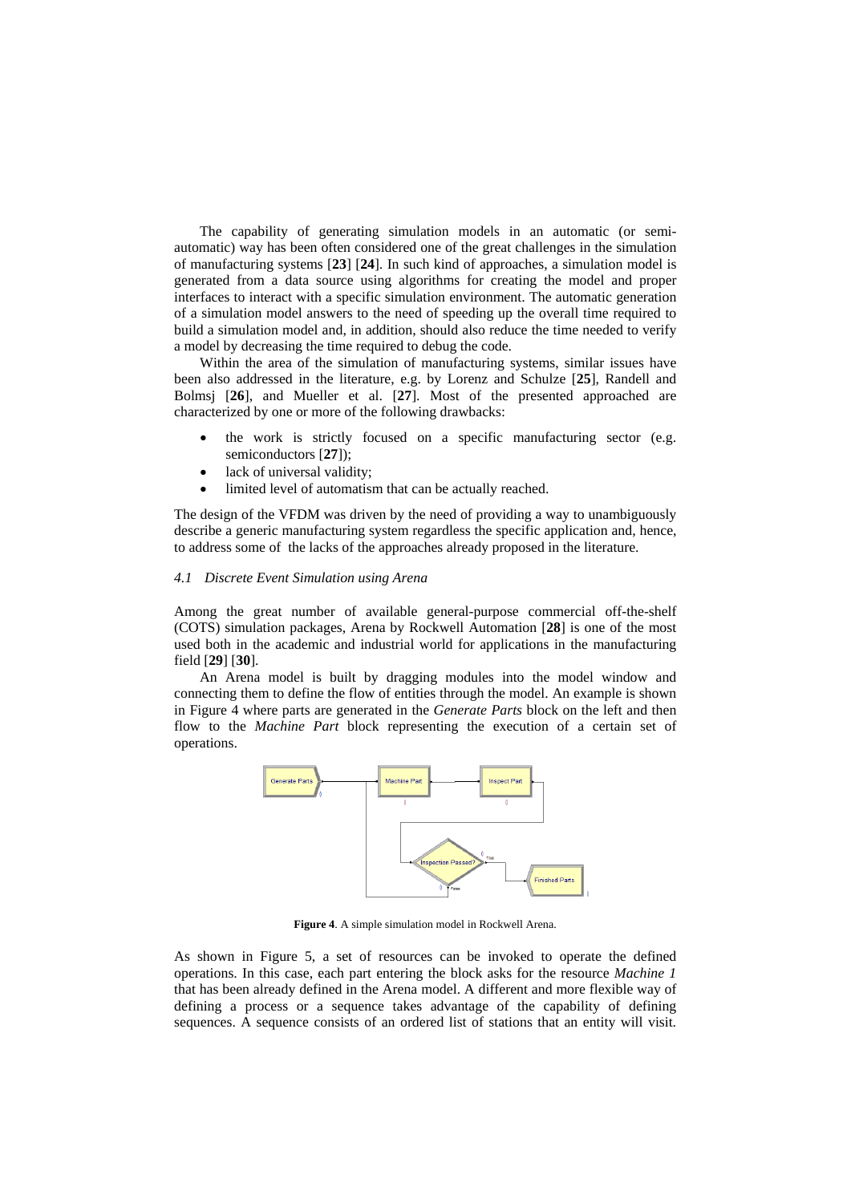The capability of generating simulation models in an automatic (or semi-automatic) way has been often considered one of the great challenges in the simulation of manufacturing systems [**23**] [**24**]. In such kind of approaches, a simulation model is generated from a data source using algorithms for creating the model and proper interfaces to interact with a specific simulation environment. The automatic generation of a simulation model answers to the need of speeding up the overall time required to build a simulation model and, in addition, should also reduce the time needed to verify a model by decreasing the time required to debug the code.

Within the area of the simulation of manufacturing systems, similar issues have been also addressed in the literature, e.g. by Lorenz and Schulze [**25**], Randell and Bolmsj [**26**], and Mueller et al. [**27**]. Most of the presented approached are characterized by one or more of the following drawbacks:

- the work is strictly focused on a specific manufacturing sector (e.g. semiconductors [**27**]);
- lack of universal validity;
- limited level of automatism that can be actually reached.

The design of the VFDM was driven by the need of providing a way to unambiguously describe a generic manufacturing system regardless the specific application and, hence, to address some of the lacks of the approaches already proposed in the literature.

### *4.1 Discrete Event Simulation using Arena*

Among the great number of available general-purpose commercial off-the-shelf (COTS) simulation packages, Arena by Rockwell Automation [**28**] is one of the most used both in the academic and industrial world for applications in the manufacturing field [**29**] [**30**].

An Arena model is built by dragging modules into the model window and connecting them to define the flow of entities through the model. An example is shown in Figure 4 where parts are generated in the *Generate Parts* block on the left and then flow to the *Machine Part* block representing the execution of a certain set of operations.

Generate Parts
Machine Part
Inspect Part
Inspection Passed?
True
False
Finished Parts

**Figure 4**. A simple simulation model in Rockwell Arena.

As shown in Figure 5, a set of resources can be invoked to operate the defined operations. In this case, each part entering the block asks for the resource *Machine 1* that has been already defined in the Arena model. A different and more flexible way of defining a process or a sequence takes advantage of the capability of defining sequences. A sequence consists of an ordered list of stations that an entity will visit.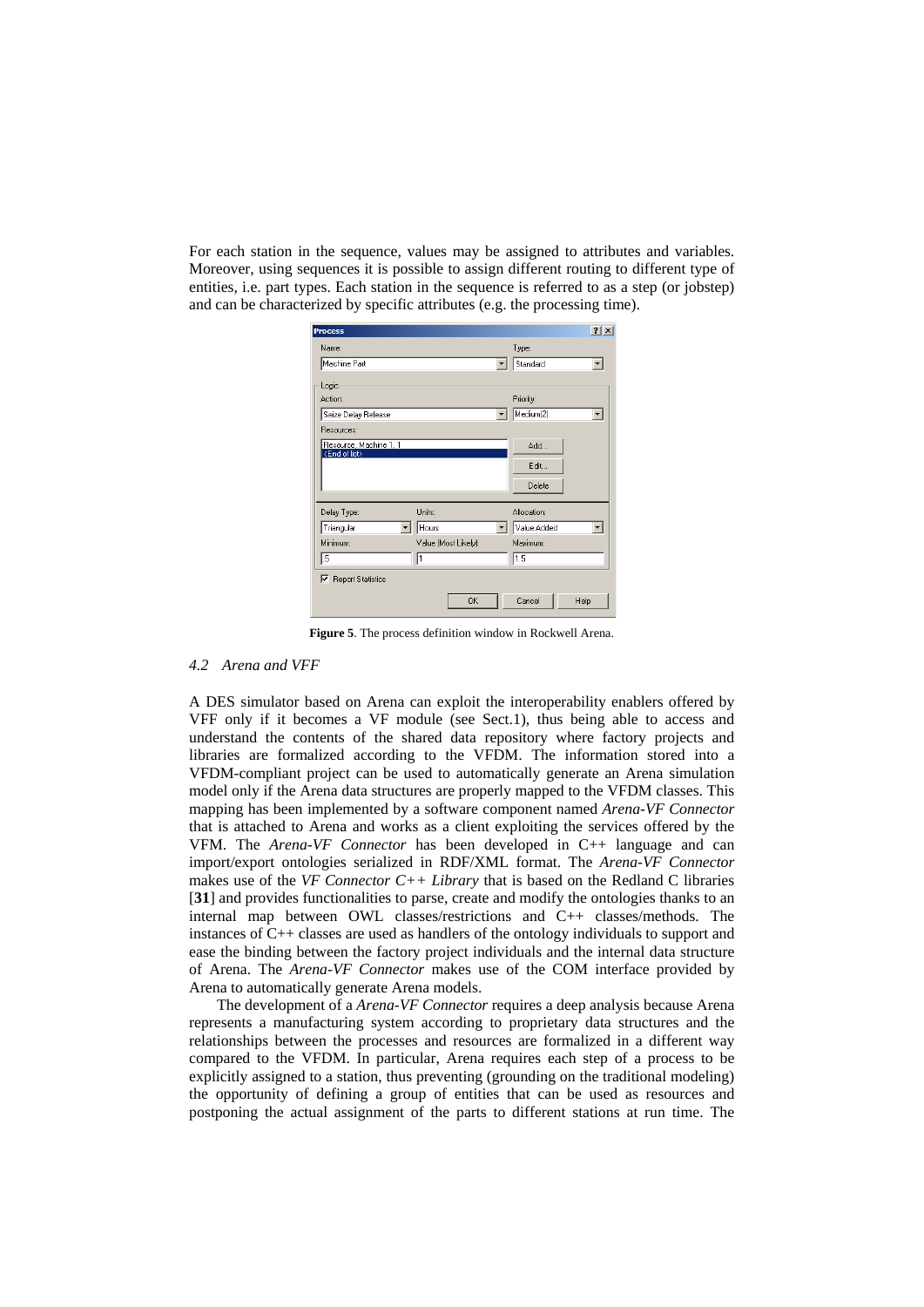For each station in the sequence, values may be assigned to attributes and variables. Moreover, using sequences it is possible to assign different routing to different type of entities, i.e. part types. Each station in the sequence is referred to as a step (or jobstep) and can be characterized by specific attributes (e.g. the processing time).

**Figure 5**. The process definition window in Rockwell Arena.

### 4.2 *Arena and VFF*

A DES simulator based on Arena can exploit the interoperability enablers offered by VFF only if it becomes a VF module (see Sect.1), thus being able to access and understand the contents of the shared data repository where factory projects and libraries are formalized according to the VFDM. The information stored into a VFDM-compliant project can be used to automatically generate an Arena simulation model only if the Arena data structures are properly mapped to the VFDM classes. This mapping has been implemented by a software component named *Arena-VF Connector* that is attached to Arena and works as a client exploiting the services offered by the VFM. The *Arena-VF Connector* has been developed in C++ language and can import/export ontologies serialized in RDF/XML format. The *Arena-VF Connector* makes use of the *VF Connector C++ Library* that is based on the Redland C libraries [**31**] and provides functionalities to parse, create and modify the ontologies thanks to an internal map between OWL classes/restrictions and C++ classes/methods. The instances of C++ classes are used as handlers of the ontology individuals to support and ease the binding between the factory project individuals and the internal data structure of Arena. The *Arena-VF Connector* makes use of the COM interface provided by Arena to automatically generate Arena models.

The development of a *Arena-VF Connector* requires a deep analysis because Arena represents a manufacturing system according to proprietary data structures and the relationships between the processes and resources are formalized in a different way compared to the VFDM. In particular, Arena requires each step of a process to be explicitly assigned to a station, thus preventing (grounding on the traditional modeling) the opportunity of defining a group of entities that can be used as resources and postponing the actual assignment of the parts to different stations at run time. The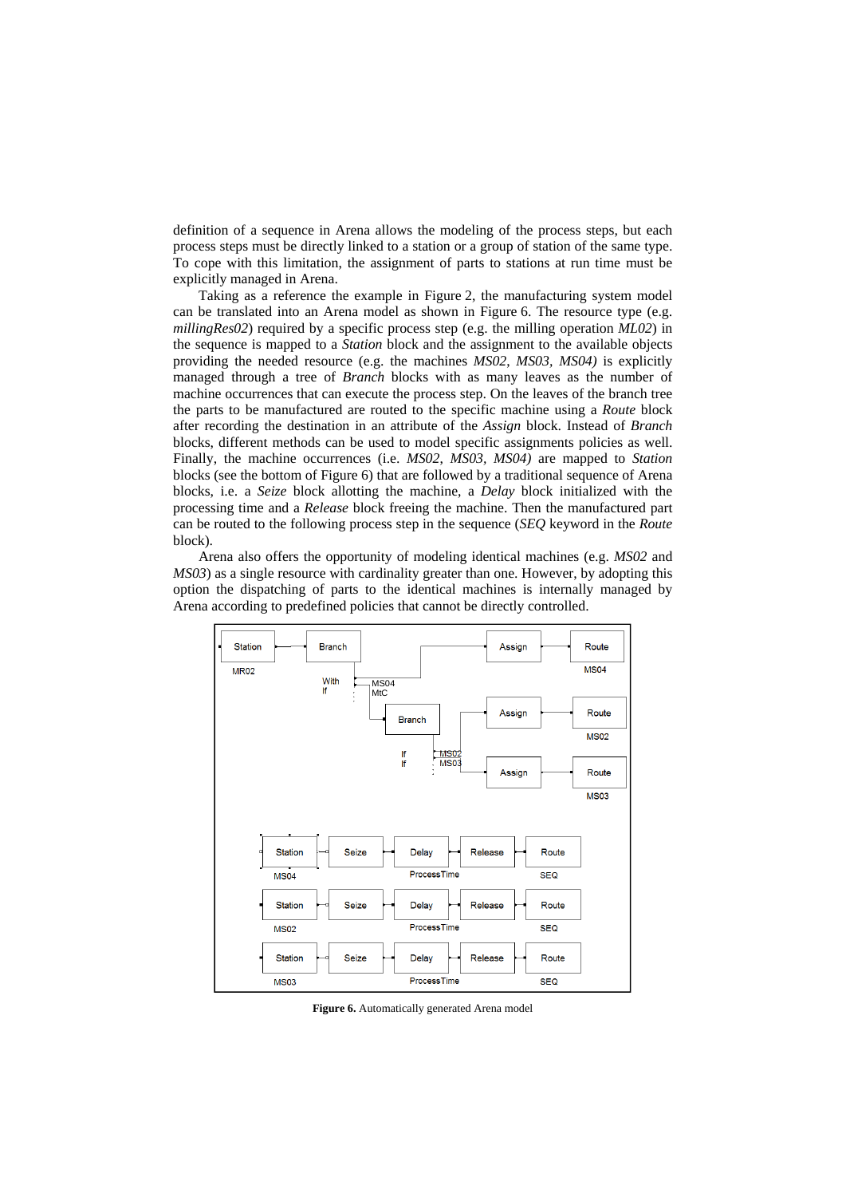definition of a sequence in Arena allows the modeling of the process steps, but each process steps must be directly linked to a station or a group of station of the same type. To cope with this limitation, the assignment of parts to stations at run time must be explicitly managed in Arena.

Taking as a reference the example in Figure 2, the manufacturing system model can be translated into an Arena model as shown in Figure 6. The resource type (e.g. *millingRes02*) required by a specific process step (e.g. the milling operation *ML02*) in the sequence is mapped to a *Station* block and the assignment to the available objects providing the needed resource (e.g. the machines *MS02, MS03, MS04)* is explicitly managed through a tree of *Branch* blocks with as many leaves as the number of machine occurrences that can execute the process step. On the leaves of the branch tree the parts to be manufactured are routed to the specific machine using a *Route* block after recording the destination in an attribute of the *Assign* block. Instead of *Branch* blocks, different methods can be used to model specific assignments policies as well. Finally, the machine occurrences (i.e. *MS02, MS03, MS04)* are mapped to *Station* blocks (see the bottom of Figure 6) that are followed by a traditional sequence of Arena blocks, i.e. a *Seize* block allotting the machine, a *Delay* block initialized with the processing time and a *Release* block freeing the machine. Then the manufactured part can be routed to the following process step in the sequence (*SEQ* keyword in the *Route* block).

Arena also offers the opportunity of modeling identical machines (e.g. *MS02* and *MS03*) as a single resource with cardinality greater than one. However, by adopting this option the dispatching of parts to the identical machines is internally managed by Arena according to predefined policies that cannot be directly controlled.

Station
MR02
Branch
With
If
MS04
MtC
Assign
Route
MS04
Branch
If
If
MS02
MS03
Assign
Route
MS02
Assign
Route
MS03

Station
MS04
Seize
Delay
ProcessTime
Release
Route
SEQ

Station
MS02
Seize
Delay
ProcessTime
Release
Route
SEQ

Station
MS03
Seize
Delay
ProcessTime
Release
Route
SEQ

**Figure 6.** Automatically generated Arena model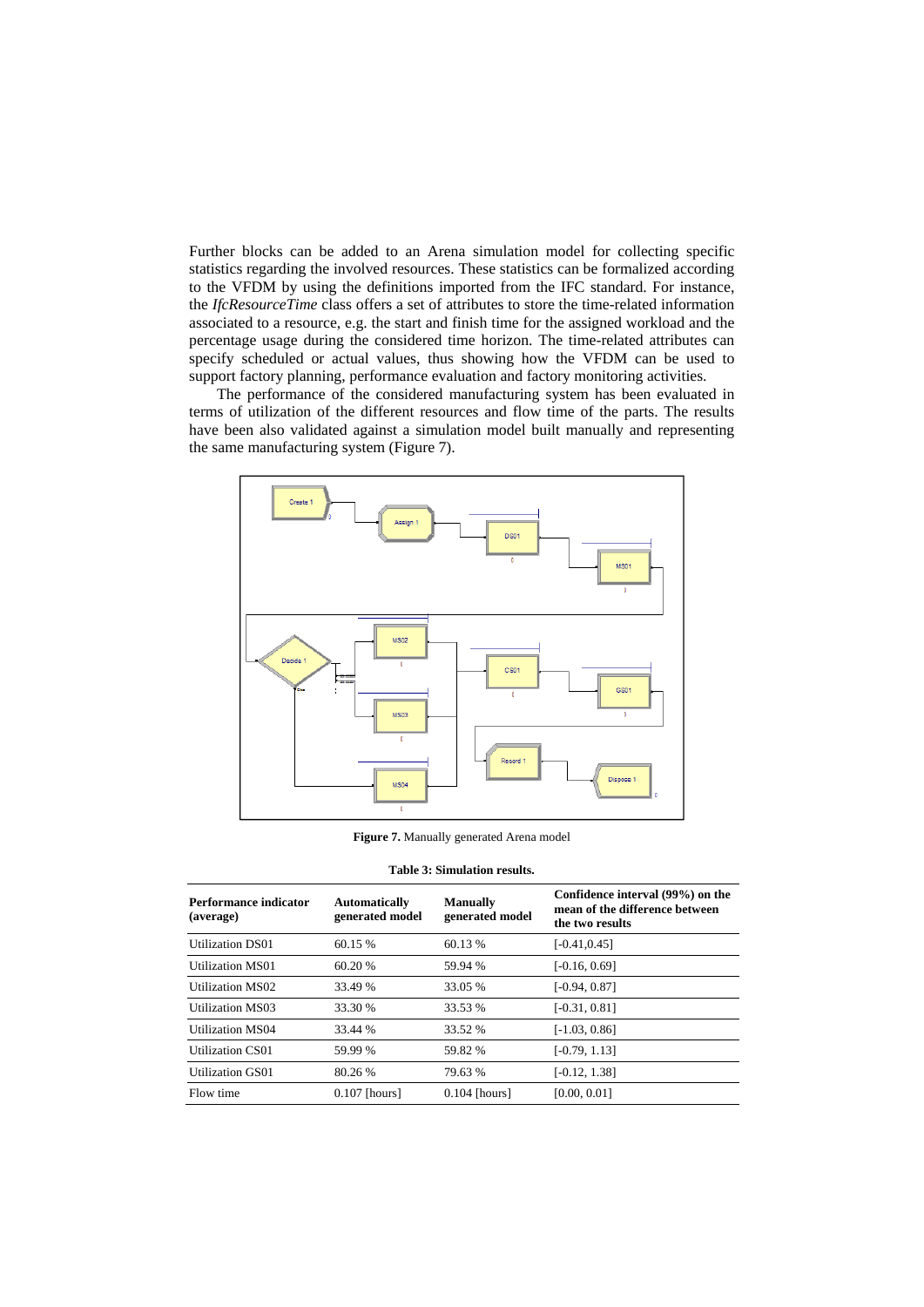Further blocks can be added to an Arena simulation model for collecting specific statistics regarding the involved resources. These statistics can be formalized according to the VFDM by using the definitions imported from the IFC standard. For instance, the *IfcResourceTime* class offers a set of attributes to store the time-related information associated to a resource, e.g. the start and finish time for the assigned workload and the percentage usage during the considered time horizon. The time-related attributes can specify scheduled or actual values, thus showing how the VFDM can be used to support factory planning, performance evaluation and factory monitoring activities.

The performance of the considered manufacturing system has been evaluated in terms of utilization of the different resources and flow time of the parts. The results have been also validated against a simulation model built manually and representing the same manufacturing system (Figure 7).

Create 1
Assign 1
DS01
MS01
Decide 1
MS02
MS03
MS04
CS01
GS01
Record 1
Dispose 1

**Figure 7.** Manually generated Arena model

**Table 3: Simulation results.**

| Performance indicator (average) | Automatically generated model | Manually generated model | Confidence interval (99%) on the mean of the difference between the two results |
|---|---|---|---|
| Utilization DS01 | 60.15 % | 60.13 % | [-0.41,0.45] |
| Utilization MS01 | 60.20 % | 59.94 % | [-0.16, 0.69] |
| Utilization MS02 | 33.49 % | 33.05 % | [-0.94, 0.87] |
| Utilization MS03 | 33.30 % | 33.53 % | [-0.31, 0.81] |
| Utilization MS04 | 33.44 % | 33.52 % | [-1.03, 0.86] |
| Utilization CS01 | 59.99 % | 59.82 % | [-0.79, 1.13] |
| Utilization GS01 | 80.26 % | 79.63 % | [-0.12, 1.38] |
| Flow time | 0.107 [hours] | 0.104 [hours] | [0.00, 0.01] |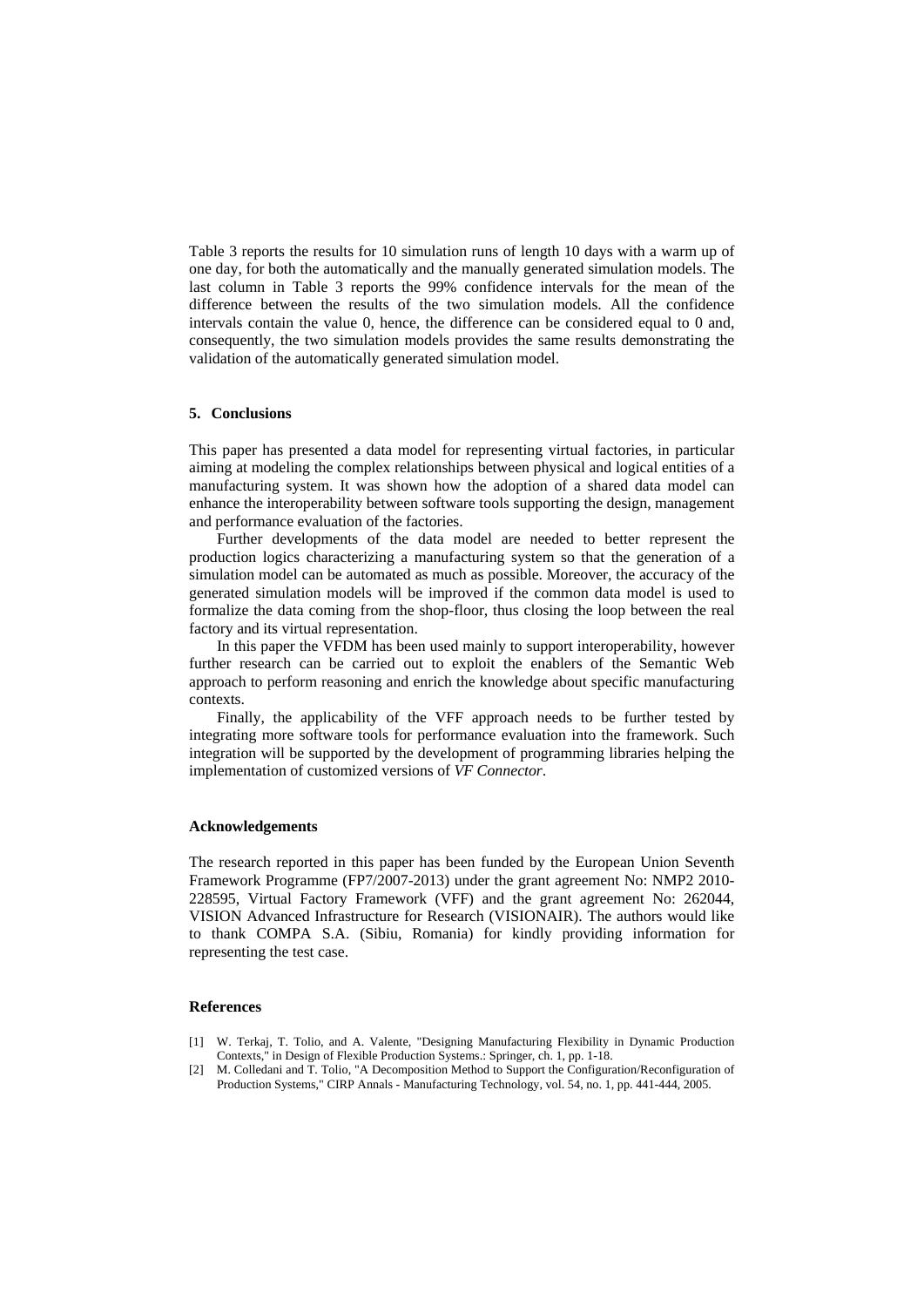Table 3 reports the results for 10 simulation runs of length 10 days with a warm up of one day, for both the automatically and the manually generated simulation models. The last column in Table 3 reports the 99% confidence intervals for the mean of the difference between the results of the two simulation models. All the confidence intervals contain the value 0, hence, the difference can be considered equal to 0 and, consequently, the two simulation models provides the same results demonstrating the validation of the automatically generated simulation model.

## 5. Conclusions

This paper has presented a data model for representing virtual factories, in particular aiming at modeling the complex relationships between physical and logical entities of a manufacturing system. It was shown how the adoption of a shared data model can enhance the interoperability between software tools supporting the design, management and performance evaluation of the factories.

Further developments of the data model are needed to better represent the production logics characterizing a manufacturing system so that the generation of a simulation model can be automated as much as possible. Moreover, the accuracy of the generated simulation models will be improved if the common data model is used to formalize the data coming from the shop-floor, thus closing the loop between the real factory and its virtual representation.

In this paper the VFDM has been used mainly to support interoperability, however further research can be carried out to exploit the enablers of the Semantic Web approach to perform reasoning and enrich the knowledge about specific manufacturing contexts.

Finally, the applicability of the VFF approach needs to be further tested by integrating more software tools for performance evaluation into the framework. Such integration will be supported by the development of programming libraries helping the implementation of customized versions of *VF Connector*.

### Acknowledgements

The research reported in this paper has been funded by the European Union Seventh Framework Programme (FP7/2007-2013) under the grant agreement No: NMP2 2010-228595, Virtual Factory Framework (VFF) and the grant agreement No: 262044, VISION Advanced Infrastructure for Research (VISIONAIR). The authors would like to thank COMPA S.A. (Sibiu, Romania) for kindly providing information for representing the test case.

### References

[1] W. Terkaj, T. Tolio, and A. Valente, "Designing Manufacturing Flexibility in Dynamic Production Contexts," in Design of Flexible Production Systems.: Springer, ch. 1, pp. 1-18.

[2] M. Colledani and T. Tolio, "A Decomposition Method to Support the Configuration/Reconfiguration of Production Systems," CIRP Annals - Manufacturing Technology, vol. 54, no. 1, pp. 441-444, 2005.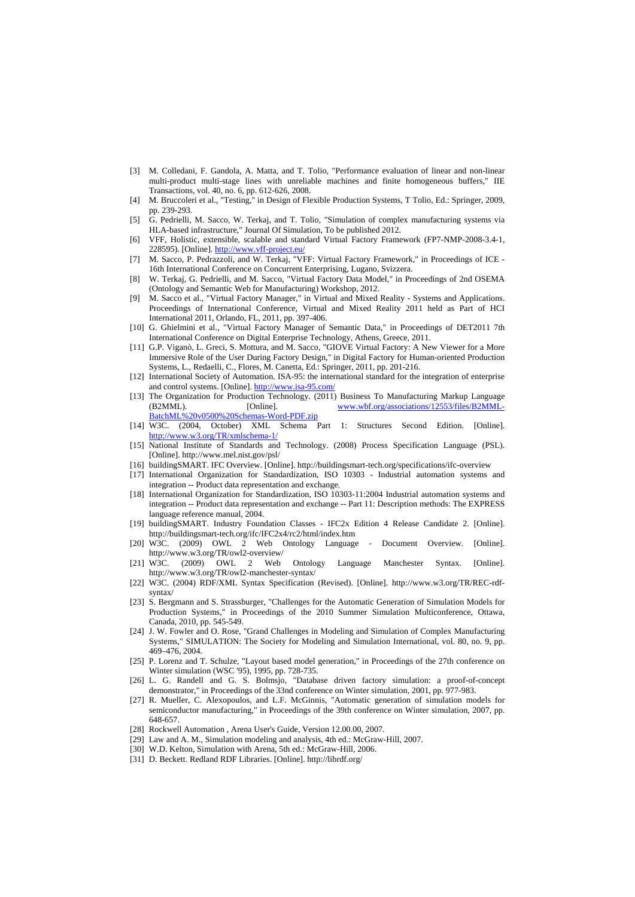[3] M. Colledani, F. Gandola, A. Matta, and T. Tolio, "Performance evaluation of linear and non-linear multi-product multi-stage lines with unreliable machines and finite homogeneous buffers," IIE Transactions, vol. 40, no. 6, pp. 612-626, 2008.

[4] M. Bruccoleri et al., "Testing," in Design of Flexible Production Systems, T Tolio, Ed.: Springer, 2009, pp. 239-293.

[5] G. Pedrielli, M. Sacco, W. Terkaj, and T. Tolio, "Simulation of complex manufacturing systems via HLA-based infrastructure," Journal Of Simulation, To be published 2012.

[6] VFF, Holistic, extensible, scalable and standard Virtual Factory Framework (FP7-NMP-2008-3.4-1, 228595). [Online]. http://www.vff-project.eu/

[7] M. Sacco, P. Pedrazzoli, and W. Terkaj, "VFF: Virtual Factory Framework," in Proceedings of ICE - 16th International Conference on Concurrent Enterprising, Lugano, Svizzera.

[8] W. Terkaj, G. Pedrielli, and M. Sacco, "Virtual Factory Data Model," in Proceedings of 2nd OSEMA (Ontology and Semantic Web for Manufacturing) Workshop, 2012.

[9] M. Sacco et al., "Virtual Factory Manager," in Virtual and Mixed Reality - Systems and Applications. Proceedings of International Conference, Virtual and Mixed Reality 2011 held as Part of HCI International 2011, Orlando, FL, 2011, pp. 397-406.

[10] G. Ghielmini et al., "Virtual Factory Manager of Semantic Data," in Proceedings of DET2011 7th International Conference on Digital Enterprise Technology, Athens, Greece, 2011.

[11] G.P. Viganò, L. Greci, S. Mottura, and M. Sacco, "GIOVE Virtual Factory: A New Viewer for a More Immersive Role of the User During Factory Design," in Digital Factory for Human-oriented Production Systems, L., Redaelli, C., Flores, M. Canetta, Ed.: Springer, 2011, pp. 201-216.

[12] International Society of Automation. ISA-95: the international standard for the integration of enterprise and control systems. [Online]. http://www.isa-95.com/

[13] The Organization for Production Technology. (2011) Business To Manufacturing Markup Language (B2MML). [Online]. www.wbf.org/associations/12553/files/B2MML-BatchML%20v0500%20Schemas-Word-PDF.zip

[14] W3C. (2004, October) XML Schema Part 1: Structures Second Edition. [Online]. http://www.w3.org/TR/xmlschema-1/

[15] National Institute of Standards and Technology. (2008) Process Specification Language (PSL). [Online]. http://www.mel.nist.gov/psl/

[16] buildingSMART. IFC Overview. [Online]. http://buildingsmart-tech.org/specifications/ifc-overview

[17] International Organization for Standardization, ISO 10303 - Industrial automation systems and integration -- Product data representation and exchange.

[18] International Organization for Standardization, ISO 10303-11:2004 Industrial automation systems and integration -- Product data representation and exchange -- Part 11: Description methods: The EXPRESS language reference manual, 2004.

[19] buildingSMART. Industry Foundation Classes - IFC2x Edition 4 Release Candidate 2. [Online]. http://buildingsmart-tech.org/ifc/IFC2x4/rc2/html/index.htm

[20] W3C. (2009) OWL 2 Web Ontology Language - Document Overview. [Online]. http://www.w3.org/TR/owl2-overview/

[21] W3C. (2009) OWL 2 Web Ontology Language Manchester Syntax. [Online]. http://www.w3.org/TR/owl2-manchester-syntax/

[22] W3C. (2004) RDF/XML Syntax Specification (Revised). [Online]. http://www.w3.org/TR/REC-rdf-syntax/

[23] S. Bergmann and S. Strassburger, "Challenges for the Automatic Generation of Simulation Models for Production Systems," in Proceedings of the 2010 Summer Simulation Multiconference, Ottawa, Canada, 2010, pp. 545-549.

[24] J. W. Fowler and O. Rose, "Grand Challenges in Modeling and Simulation of Complex Manufacturing Systems," SIMULATION: The Society for Modeling and Simulation International, vol. 80, no. 9, pp. 469–476, 2004.

[25] P. Lorenz and T. Schulze, "Layout based model generation," in Proceedings of the 27th conference on Winter simulation (WSC '95), 1995, pp. 728-735.

[26] L. G. Randell and G. S. Bolmsjo, "Database driven factory simulation: a proof-of-concept demonstrator," in Proceedings of the 33nd conference on Winter simulation, 2001, pp. 977-983.

[27] R. Mueller, C. Alexopoulos, and L.F. McGinnis, "Automatic generation of simulation models for semiconductor manufacturing," in Proceedings of the 39th conference on Winter simulation, 2007, pp. 648-657.

[28] Rockwell Automation , Arena User's Guide, Version 12.00.00, 2007.

[29] Law and A. M., Simulation modeling and analysis, 4th ed.: McGraw-Hill, 2007.

[30] W.D. Kelton, Simulation with Arena, 5th ed.: McGraw-Hill, 2006.

[31] D. Beckett. Redland RDF Libraries. [Online]. http://librdf.org/